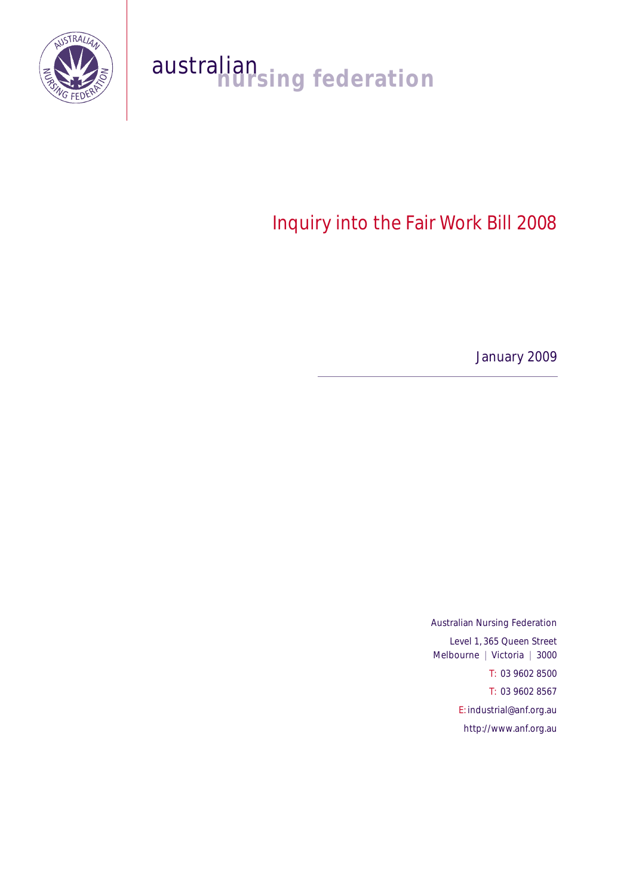australian nursing federation

# Inquiry into the Fair Work Bill 2008

January 2009

Australian Nursing Federation

Level 1, 365 Queen Street
Melbourne | Victoria | 3000

T: 03 9602 8500

T: 03 9602 8567

E: industrial@anf.org.au

http://www.anf.org.au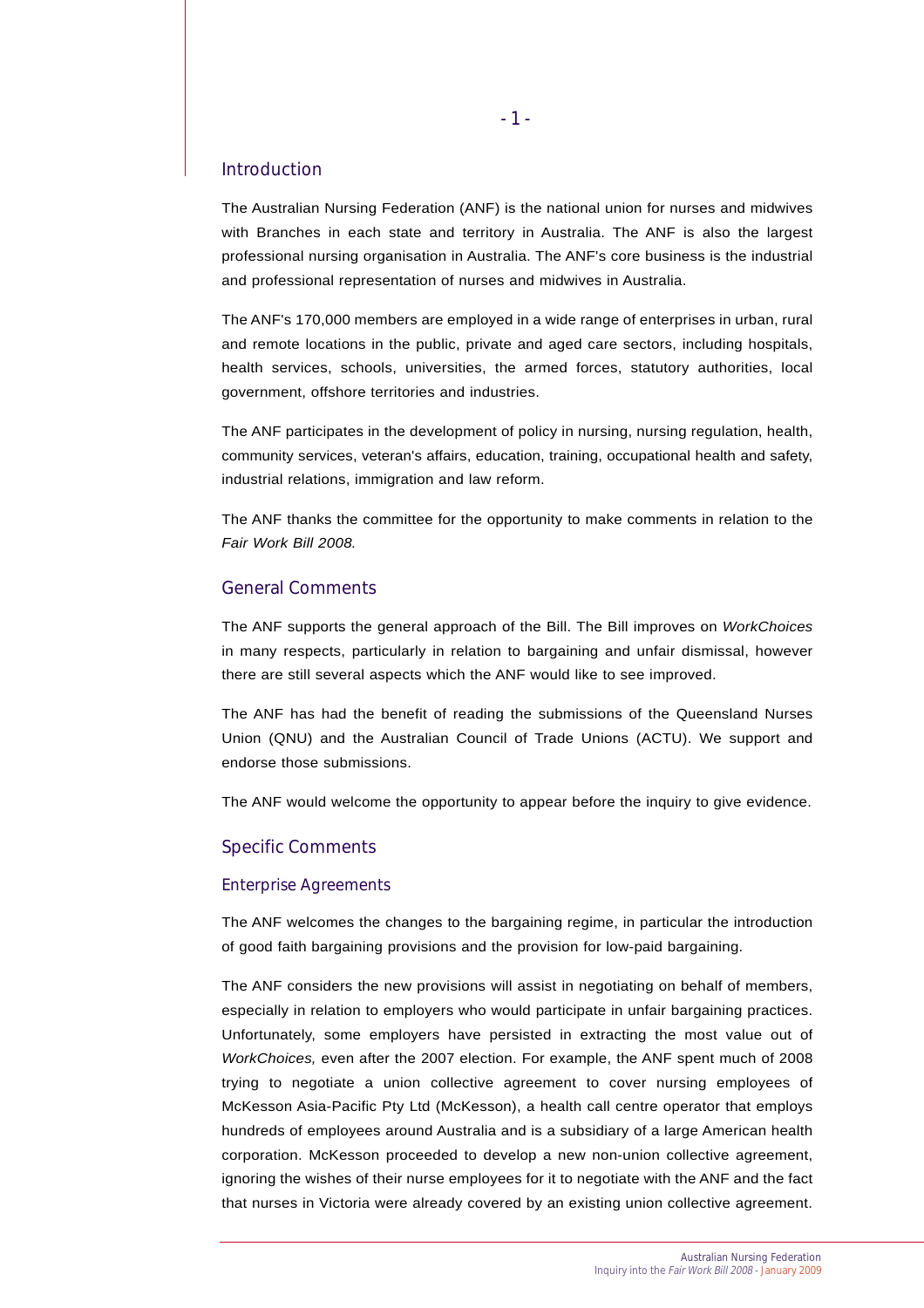## Introduction

The Australian Nursing Federation (ANF) is the national union for nurses and midwives with Branches in each state and territory in Australia. The ANF is also the largest professional nursing organisation in Australia. The ANF's core business is the industrial and professional representation of nurses and midwives in Australia.

The ANF's 170,000 members are employed in a wide range of enterprises in urban, rural and remote locations in the public, private and aged care sectors, including hospitals, health services, schools, universities, the armed forces, statutory authorities, local government, offshore territories and industries.

The ANF participates in the development of policy in nursing, nursing regulation, health, community services, veteran's affairs, education, training, occupational health and safety, industrial relations, immigration and law reform.

The ANF thanks the committee for the opportunity to make comments in relation to the *Fair Work Bill 2008.*

## General Comments

The ANF supports the general approach of the Bill. The Bill improves on *WorkChoices* in many respects, particularly in relation to bargaining and unfair dismissal, however there are still several aspects which the ANF would like to see improved.

The ANF has had the benefit of reading the submissions of the Queensland Nurses Union (QNU) and the Australian Council of Trade Unions (ACTU). We support and endorse those submissions.

The ANF would welcome the opportunity to appear before the inquiry to give evidence.

## Specific Comments

### Enterprise Agreements

The ANF welcomes the changes to the bargaining regime, in particular the introduction of good faith bargaining provisions and the provision for low-paid bargaining.

The ANF considers the new provisions will assist in negotiating on behalf of members, especially in relation to employers who would participate in unfair bargaining practices. Unfortunately, some employers have persisted in extracting the most value out of *WorkChoices,* even after the 2007 election. For example, the ANF spent much of 2008 trying to negotiate a union collective agreement to cover nursing employees of McKesson Asia-Pacific Pty Ltd (McKesson), a health call centre operator that employs hundreds of employees around Australia and is a subsidiary of a large American health corporation. McKesson proceeded to develop a new non-union collective agreement, ignoring the wishes of their nurse employees for it to negotiate with the ANF and the fact that nurses in Victoria were already covered by an existing union collective agreement.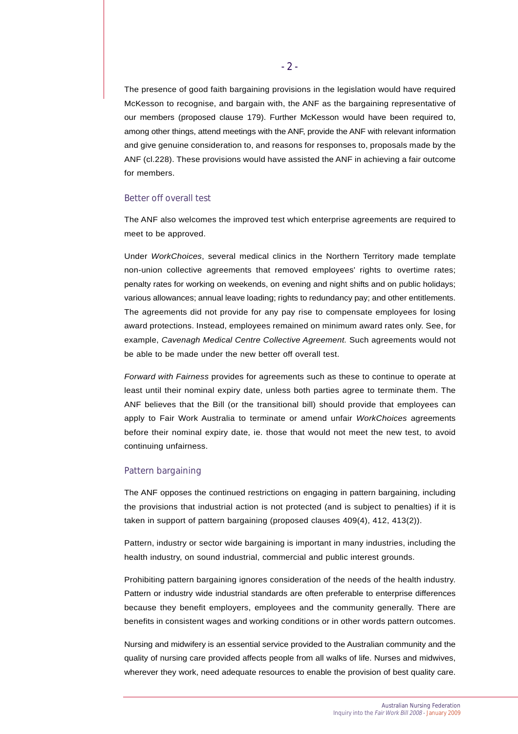The presence of good faith bargaining provisions in the legislation would have required McKesson to recognise, and bargain with, the ANF as the bargaining representative of our members (proposed clause 179). Further McKesson would have been required to, among other things, attend meetings with the ANF, provide the ANF with relevant information and give genuine consideration to, and reasons for responses to, proposals made by the ANF (cl.228). These provisions would have assisted the ANF in achieving a fair outcome for members.

## Better off overall test

The ANF also welcomes the improved test which enterprise agreements are required to meet to be approved.

Under *WorkChoices*, several medical clinics in the Northern Territory made template non-union collective agreements that removed employees' rights to overtime rates; penalty rates for working on weekends, on evening and night shifts and on public holidays; various allowances; annual leave loading; rights to redundancy pay; and other entitlements. The agreements did not provide for any pay rise to compensate employees for losing award protections. Instead, employees remained on minimum award rates only. See, for example, *Cavenagh Medical Centre Collective Agreement.* Such agreements would not be able to be made under the new better off overall test.

*Forward with Fairness* provides for agreements such as these to continue to operate at least until their nominal expiry date, unless both parties agree to terminate them. The ANF believes that the Bill (or the transitional bill) should provide that employees can apply to Fair Work Australia to terminate or amend unfair *WorkChoices* agreements before their nominal expiry date, ie. those that would not meet the new test, to avoid continuing unfairness.

## Pattern bargaining

The ANF opposes the continued restrictions on engaging in pattern bargaining, including the provisions that industrial action is not protected (and is subject to penalties) if it is taken in support of pattern bargaining (proposed clauses 409(4), 412, 413(2)).

Pattern, industry or sector wide bargaining is important in many industries, including the health industry, on sound industrial, commercial and public interest grounds.

Prohibiting pattern bargaining ignores consideration of the needs of the health industry. Pattern or industry wide industrial standards are often preferable to enterprise differences because they benefit employers, employees and the community generally. There are benefits in consistent wages and working conditions or in other words pattern outcomes.

Nursing and midwifery is an essential service provided to the Australian community and the quality of nursing care provided affects people from all walks of life. Nurses and midwives, wherever they work, need adequate resources to enable the provision of best quality care.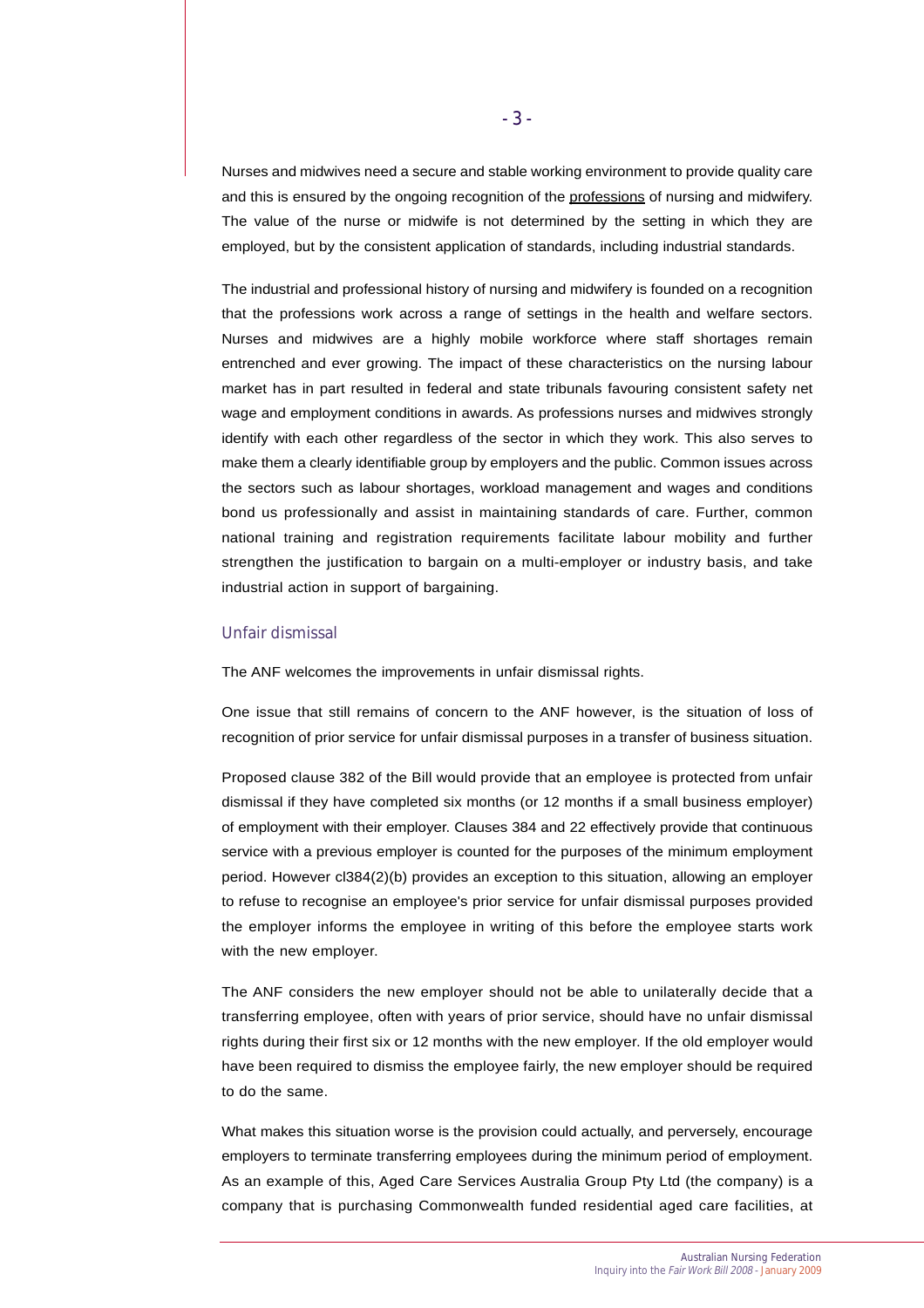Nurses and midwives need a secure and stable working environment to provide quality care and this is ensured by the ongoing recognition of the <u>professions</u> of nursing and midwifery. The value of the nurse or midwife is not determined by the setting in which they are employed, but by the consistent application of standards, including industrial standards.

The industrial and professional history of nursing and midwifery is founded on a recognition that the professions work across a range of settings in the health and welfare sectors. Nurses and midwives are a highly mobile workforce where staff shortages remain entrenched and ever growing. The impact of these characteristics on the nursing labour market has in part resulted in federal and state tribunals favouring consistent safety net wage and employment conditions in awards. As professions nurses and midwives strongly identify with each other regardless of the sector in which they work. This also serves to make them a clearly identifiable group by employers and the public. Common issues across the sectors such as labour shortages, workload management and wages and conditions bond us professionally and assist in maintaining standards of care. Further, common national training and registration requirements facilitate labour mobility and further strengthen the justification to bargain on a multi-employer or industry basis, and take industrial action in support of bargaining.

## Unfair dismissal

The ANF welcomes the improvements in unfair dismissal rights.

One issue that still remains of concern to the ANF however, is the situation of loss of recognition of prior service for unfair dismissal purposes in a transfer of business situation.

Proposed clause 382 of the Bill would provide that an employee is protected from unfair dismissal if they have completed six months (or 12 months if a small business employer) of employment with their employer. Clauses 384 and 22 effectively provide that continuous service with a previous employer is counted for the purposes of the minimum employment period. However cl384(2)(b) provides an exception to this situation, allowing an employer to refuse to recognise an employee's prior service for unfair dismissal purposes provided the employer informs the employee in writing of this before the employee starts work with the new employer.

The ANF considers the new employer should not be able to unilaterally decide that a transferring employee, often with years of prior service, should have no unfair dismissal rights during their first six or 12 months with the new employer. If the old employer would have been required to dismiss the employee fairly, the new employer should be required to do the same.

What makes this situation worse is the provision could actually, and perversely, encourage employers to terminate transferring employees during the minimum period of employment. As an example of this, Aged Care Services Australia Group Pty Ltd (the company) is a company that is purchasing Commonwealth funded residential aged care facilities, at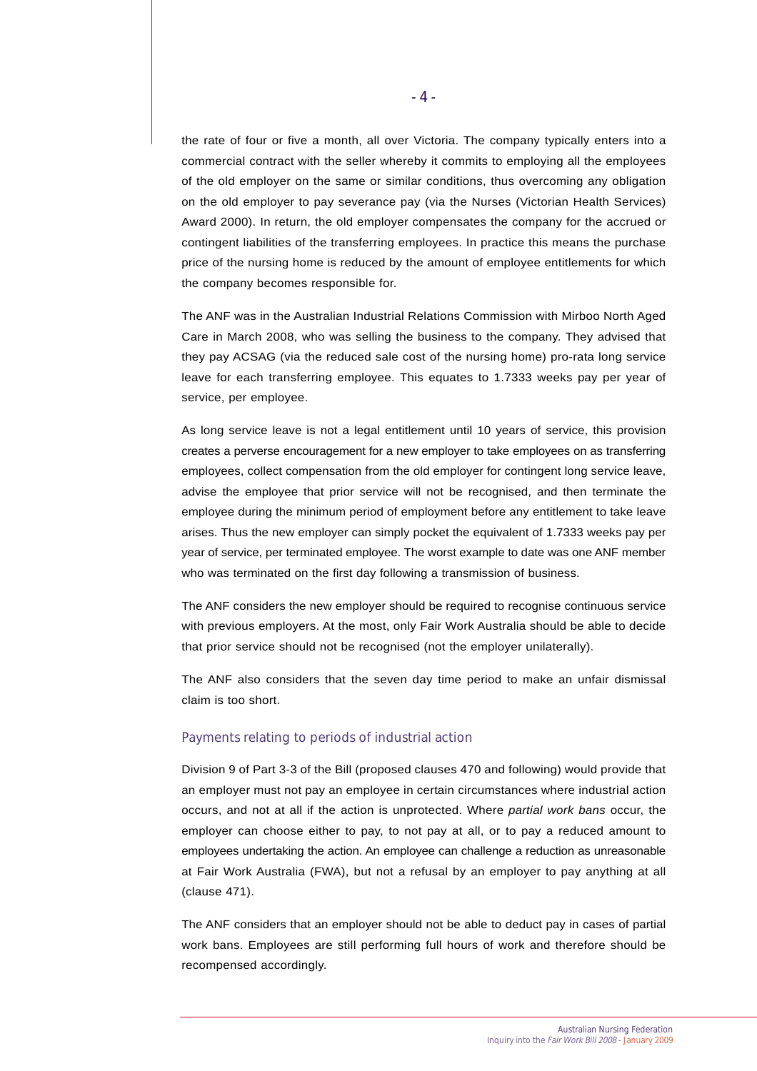the rate of four or five a month, all over Victoria. The company typically enters into a commercial contract with the seller whereby it commits to employing all the employees of the old employer on the same or similar conditions, thus overcoming any obligation on the old employer to pay severance pay (via the Nurses (Victorian Health Services) Award 2000). In return, the old employer compensates the company for the accrued or contingent liabilities of the transferring employees. In practice this means the purchase price of the nursing home is reduced by the amount of employee entitlements for which the company becomes responsible for.

The ANF was in the Australian Industrial Relations Commission with Mirboo North Aged Care in March 2008, who was selling the business to the company. They advised that they pay ACSAG (via the reduced sale cost of the nursing home) pro-rata long service leave for each transferring employee. This equates to 1.7333 weeks pay per year of service, per employee.

As long service leave is not a legal entitlement until 10 years of service, this provision creates a perverse encouragement for a new employer to take employees on as transferring employees, collect compensation from the old employer for contingent long service leave, advise the employee that prior service will not be recognised, and then terminate the employee during the minimum period of employment before any entitlement to take leave arises. Thus the new employer can simply pocket the equivalent of 1.7333 weeks pay per year of service, per terminated employee. The worst example to date was one ANF member who was terminated on the first day following a transmission of business.

The ANF considers the new employer should be required to recognise continuous service with previous employers. At the most, only Fair Work Australia should be able to decide that prior service should not be recognised (not the employer unilaterally).

The ANF also considers that the seven day time period to make an unfair dismissal claim is too short.

## Payments relating to periods of industrial action

Division 9 of Part 3-3 of the Bill (proposed clauses 470 and following) would provide that an employer must not pay an employee in certain circumstances where industrial action occurs, and not at all if the action is unprotected. Where *partial work bans* occur, the employer can choose either to pay, to not pay at all, or to pay a reduced amount to employees undertaking the action. An employee can challenge a reduction as unreasonable at Fair Work Australia (FWA), but not a refusal by an employer to pay anything at all (clause 471).

The ANF considers that an employer should not be able to deduct pay in cases of partial work bans. Employees are still performing full hours of work and therefore should be recompensed accordingly.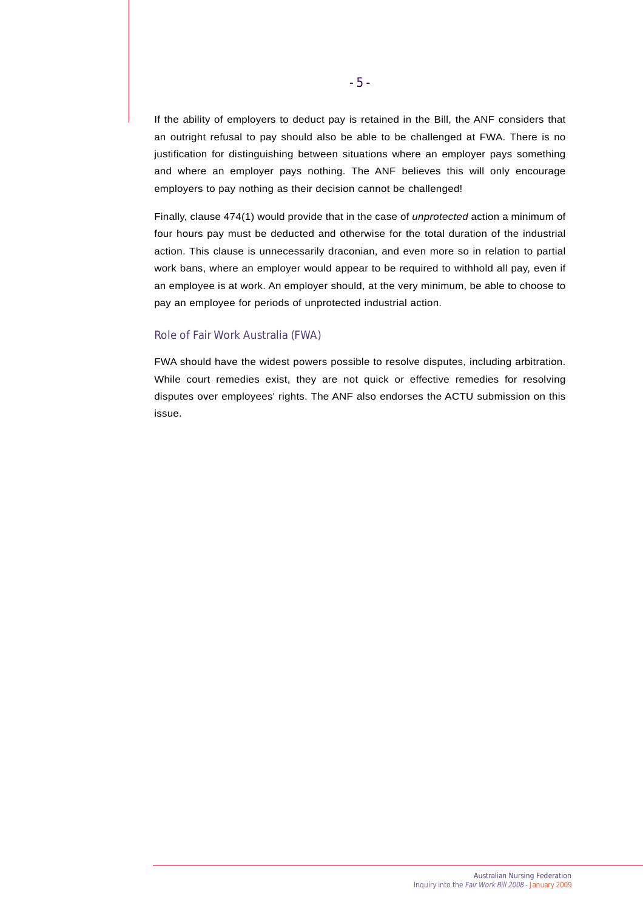If the ability of employers to deduct pay is retained in the Bill, the ANF considers that an outright refusal to pay should also be able to be challenged at FWA. There is no justification for distinguishing between situations where an employer pays something and where an employer pays nothing. The ANF believes this will only encourage employers to pay nothing as their decision cannot be challenged!

Finally, clause 474(1) would provide that in the case of *unprotected* action a minimum of four hours pay must be deducted and otherwise for the total duration of the industrial action. This clause is unnecessarily draconian, and even more so in relation to partial work bans, where an employer would appear to be required to withhold all pay, even if an employee is at work. An employer should, at the very minimum, be able to choose to pay an employee for periods of unprotected industrial action.

## Role of Fair Work Australia (FWA)

FWA should have the widest powers possible to resolve disputes, including arbitration. While court remedies exist, they are not quick or effective remedies for resolving disputes over employees' rights. The ANF also endorses the ACTU submission on this issue.